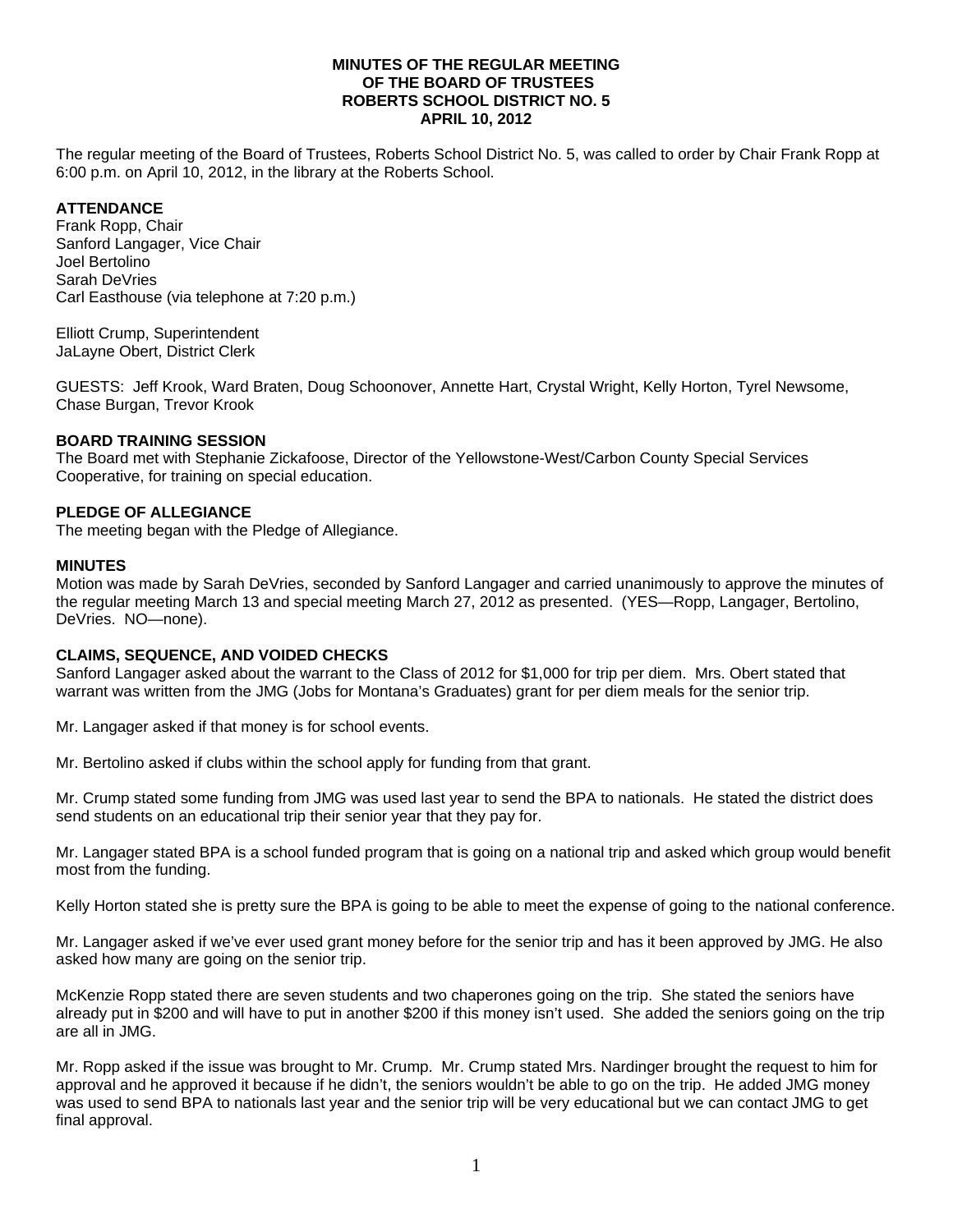# MINUTES OF THE REGULAR MEETING OF THE BOARD OF TRUSTEES ROBERTS SCHOOL DISTRICT NO. 5 APRIL 10, 2012

The regular meeting of the Board of Trustees, Roberts School District No. 5, was called to order by Chair Frank Ropp at 6:00 p.m. on April 10, 2012, in the library at the Roberts School.

**ATTENDANCE**
Frank Ropp, Chair
Sanford Langager, Vice Chair
Joel Bertolino
Sarah DeVries
Carl Easthouse (via telephone at 7:20 p.m.)

Elliott Crump, Superintendent
JaLayne Obert, District Clerk

GUESTS: Jeff Krook, Ward Braten, Doug Schoonover, Annette Hart, Crystal Wright, Kelly Horton, Tyrel Newsome, Chase Burgan, Trevor Krook

**BOARD TRAINING SESSION**
The Board met with Stephanie Zickafoose, Director of the Yellowstone-West/Carbon County Special Services Cooperative, for training on special education.

**PLEDGE OF ALLEGIANCE**
The meeting began with the Pledge of Allegiance.

**MINUTES**
Motion was made by Sarah DeVries, seconded by Sanford Langager and carried unanimously to approve the minutes of the regular meeting March 13 and special meeting March 27, 2012 as presented. (YES—Ropp, Langager, Bertolino, DeVries. NO—none).

**CLAIMS, SEQUENCE, AND VOIDED CHECKS**
Sanford Langager asked about the warrant to the Class of 2012 for $1,000 for trip per diem. Mrs. Obert stated that warrant was written from the JMG (Jobs for Montana's Graduates) grant for per diem meals for the senior trip.

Mr. Langager asked if that money is for school events.

Mr. Bertolino asked if clubs within the school apply for funding from that grant.

Mr. Crump stated some funding from JMG was used last year to send the BPA to nationals. He stated the district does send students on an educational trip their senior year that they pay for.

Mr. Langager stated BPA is a school funded program that is going on a national trip and asked which group would benefit most from the funding.

Kelly Horton stated she is pretty sure the BPA is going to be able to meet the expense of going to the national conference.

Mr. Langager asked if we've ever used grant money before for the senior trip and has it been approved by JMG. He also asked how many are going on the senior trip.

McKenzie Ropp stated there are seven students and two chaperones going on the trip. She stated the seniors have already put in $200 and will have to put in another $200 if this money isn't used. She added the seniors going on the trip are all in JMG.

Mr. Ropp asked if the issue was brought to Mr. Crump. Mr. Crump stated Mrs. Nardinger brought the request to him for approval and he approved it because if he didn't, the seniors wouldn't be able to go on the trip. He added JMG money was used to send BPA to nationals last year and the senior trip will be very educational but we can contact JMG to get final approval.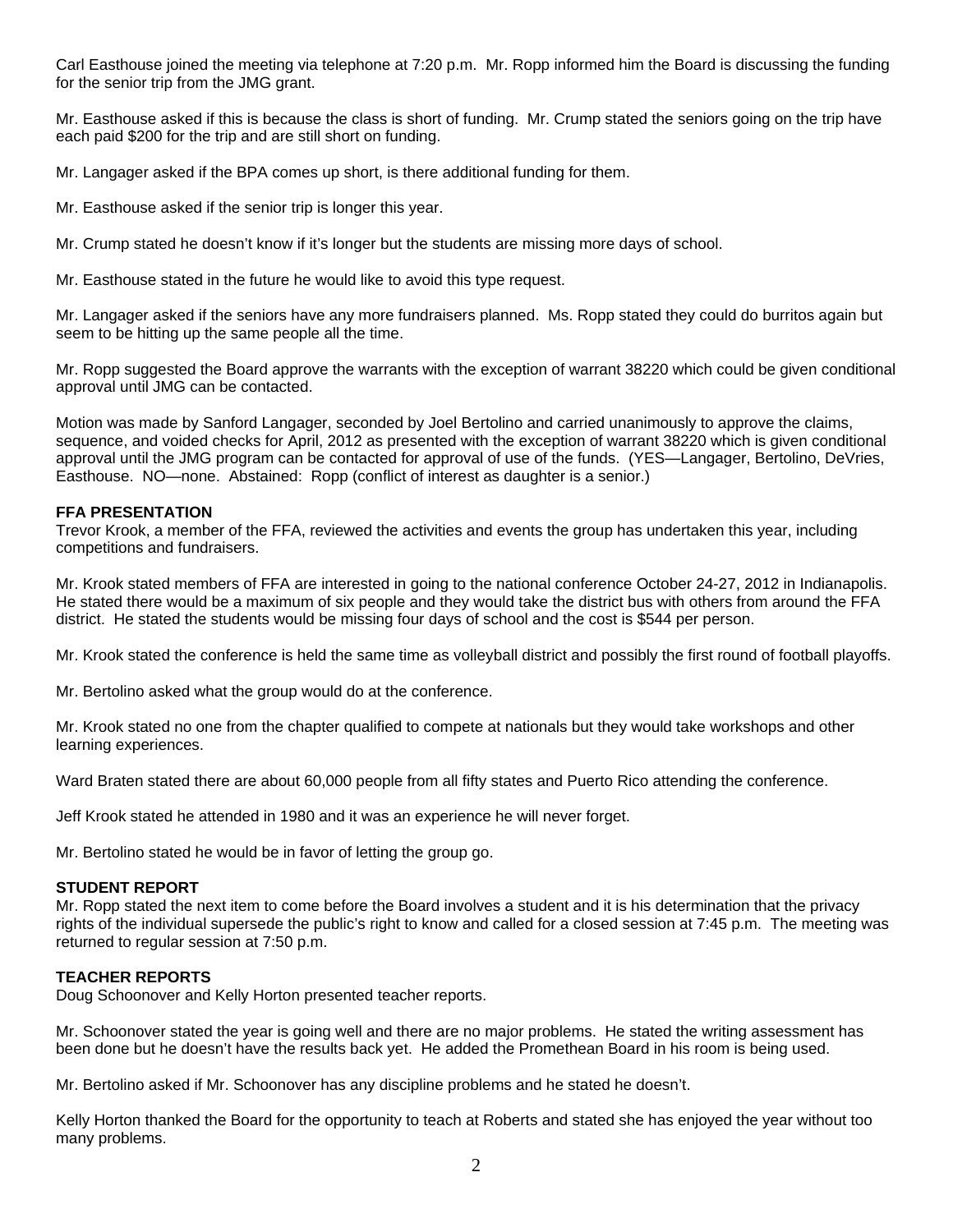Carl Easthouse joined the meeting via telephone at 7:20 p.m. Mr. Ropp informed him the Board is discussing the funding for the senior trip from the JMG grant.

Mr. Easthouse asked if this is because the class is short of funding. Mr. Crump stated the seniors going on the trip have each paid $200 for the trip and are still short on funding.

Mr. Langager asked if the BPA comes up short, is there additional funding for them.

Mr. Easthouse asked if the senior trip is longer this year.

Mr. Crump stated he doesn't know if it's longer but the students are missing more days of school.

Mr. Easthouse stated in the future he would like to avoid this type request.

Mr. Langager asked if the seniors have any more fundraisers planned. Ms. Ropp stated they could do burritos again but seem to be hitting up the same people all the time.

Mr. Ropp suggested the Board approve the warrants with the exception of warrant 38220 which could be given conditional approval until JMG can be contacted.

Motion was made by Sanford Langager, seconded by Joel Bertolino and carried unanimously to approve the claims, sequence, and voided checks for April, 2012 as presented with the exception of warrant 38220 which is given conditional approval until the JMG program can be contacted for approval of use of the funds. (YES—Langager, Bertolino, DeVries, Easthouse. NO—none. Abstained: Ropp (conflict of interest as daughter is a senior.)

**FFA PRESENTATION**

Trevor Krook, a member of the FFA, reviewed the activities and events the group has undertaken this year, including competitions and fundraisers.

Mr. Krook stated members of FFA are interested in going to the national conference October 24-27, 2012 in Indianapolis. He stated there would be a maximum of six people and they would take the district bus with others from around the FFA district. He stated the students would be missing four days of school and the cost is $544 per person.

Mr. Krook stated the conference is held the same time as volleyball district and possibly the first round of football playoffs.

Mr. Bertolino asked what the group would do at the conference.

Mr. Krook stated no one from the chapter qualified to compete at nationals but they would take workshops and other learning experiences.

Ward Braten stated there are about 60,000 people from all fifty states and Puerto Rico attending the conference.

Jeff Krook stated he attended in 1980 and it was an experience he will never forget.

Mr. Bertolino stated he would be in favor of letting the group go.

**STUDENT REPORT**

Mr. Ropp stated the next item to come before the Board involves a student and it is his determination that the privacy rights of the individual supersede the public's right to know and called for a closed session at 7:45 p.m. The meeting was returned to regular session at 7:50 p.m.

**TEACHER REPORTS**

Doug Schoonover and Kelly Horton presented teacher reports.

Mr. Schoonover stated the year is going well and there are no major problems. He stated the writing assessment has been done but he doesn't have the results back yet. He added the Promethean Board in his room is being used.

Mr. Bertolino asked if Mr. Schoonover has any discipline problems and he stated he doesn't.

Kelly Horton thanked the Board for the opportunity to teach at Roberts and stated she has enjoyed the year without too many problems.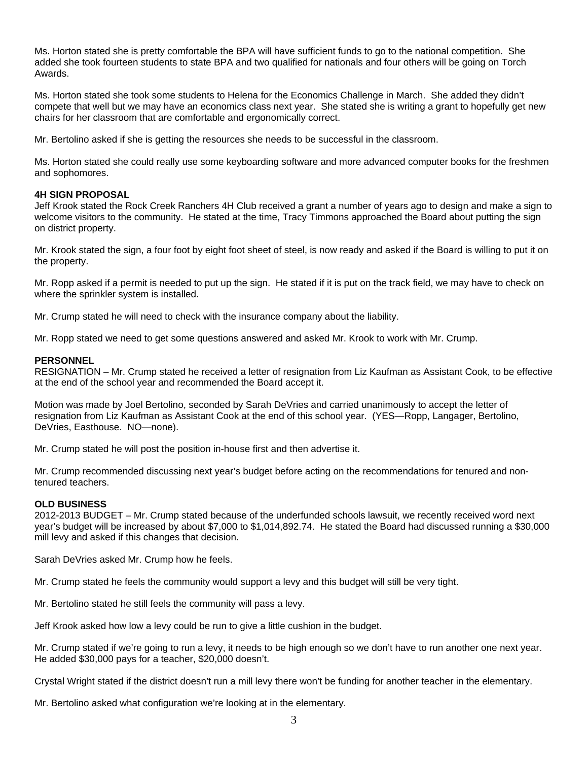Ms. Horton stated she is pretty comfortable the BPA will have sufficient funds to go to the national competition. She added she took fourteen students to state BPA and two qualified for nationals and four others will be going on Torch Awards.

Ms. Horton stated she took some students to Helena for the Economics Challenge in March. She added they didn't compete that well but we may have an economics class next year. She stated she is writing a grant to hopefully get new chairs for her classroom that are comfortable and ergonomically correct.

Mr. Bertolino asked if she is getting the resources she needs to be successful in the classroom.

Ms. Horton stated she could really use some keyboarding software and more advanced computer books for the freshmen and sophomores.

**4H SIGN PROPOSAL**

Jeff Krook stated the Rock Creek Ranchers 4H Club received a grant a number of years ago to design and make a sign to welcome visitors to the community. He stated at the time, Tracy Timmons approached the Board about putting the sign on district property.

Mr. Krook stated the sign, a four foot by eight foot sheet of steel, is now ready and asked if the Board is willing to put it on the property.

Mr. Ropp asked if a permit is needed to put up the sign. He stated if it is put on the track field, we may have to check on where the sprinkler system is installed.

Mr. Crump stated he will need to check with the insurance company about the liability.

Mr. Ropp stated we need to get some questions answered and asked Mr. Krook to work with Mr. Crump.

**PERSONNEL**

RESIGNATION – Mr. Crump stated he received a letter of resignation from Liz Kaufman as Assistant Cook, to be effective at the end of the school year and recommended the Board accept it.

Motion was made by Joel Bertolino, seconded by Sarah DeVries and carried unanimously to accept the letter of resignation from Liz Kaufman as Assistant Cook at the end of this school year. (YES—Ropp, Langager, Bertolino, DeVries, Easthouse. NO—none).

Mr. Crump stated he will post the position in-house first and then advertise it.

Mr. Crump recommended discussing next year's budget before acting on the recommendations for tenured and non-tenured teachers.

**OLD BUSINESS**

2012-2013 BUDGET – Mr. Crump stated because of the underfunded schools lawsuit, we recently received word next year's budget will be increased by about $7,000 to $1,014,892.74. He stated the Board had discussed running a $30,000 mill levy and asked if this changes that decision.

Sarah DeVries asked Mr. Crump how he feels.

Mr. Crump stated he feels the community would support a levy and this budget will still be very tight.

Mr. Bertolino stated he still feels the community will pass a levy.

Jeff Krook asked how low a levy could be run to give a little cushion in the budget.

Mr. Crump stated if we're going to run a levy, it needs to be high enough so we don't have to run another one next year. He added $30,000 pays for a teacher, $20,000 doesn't.

Crystal Wright stated if the district doesn't run a mill levy there won't be funding for another teacher in the elementary.

Mr. Bertolino asked what configuration we're looking at in the elementary.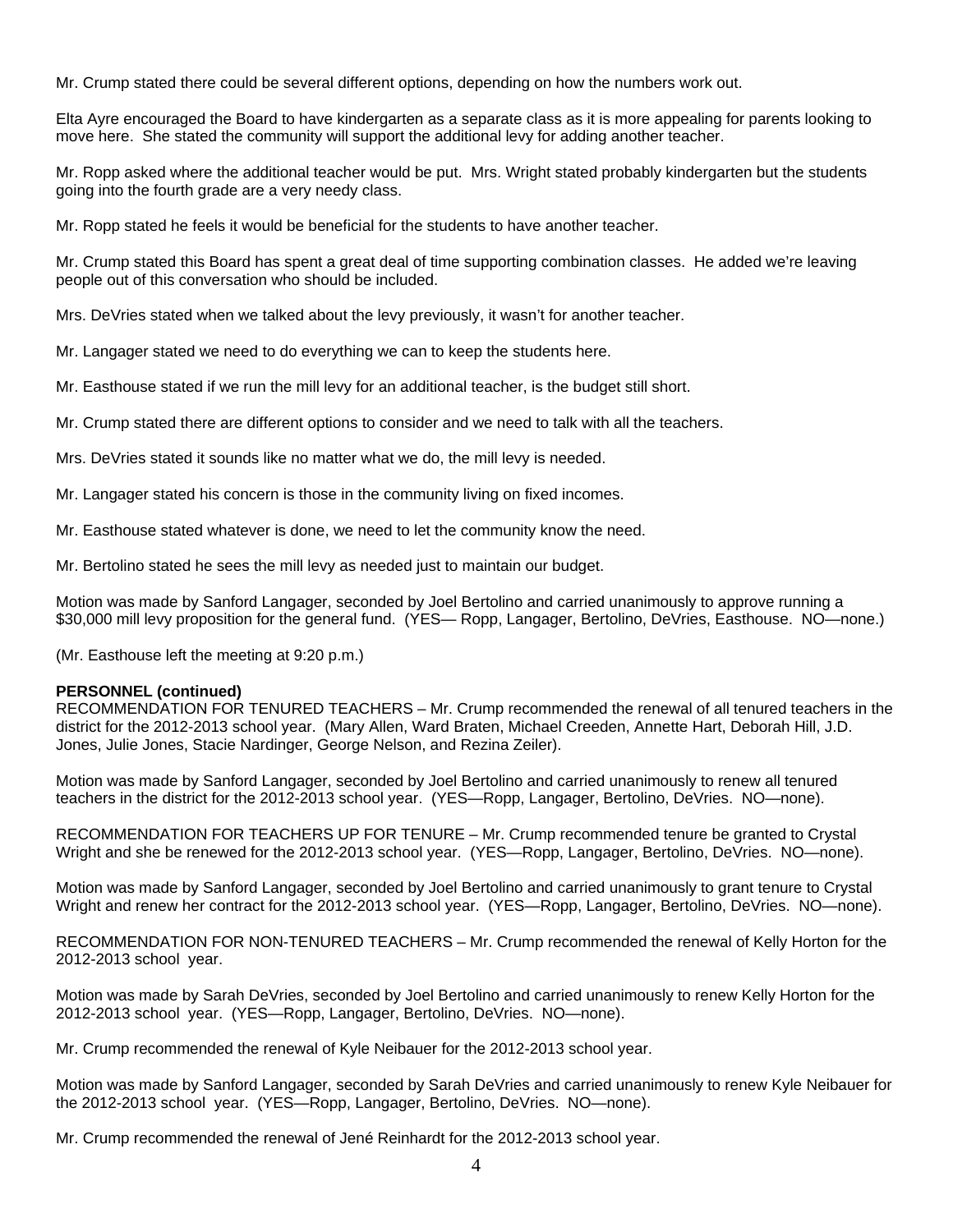Mr. Crump stated there could be several different options, depending on how the numbers work out.

Elta Ayre encouraged the Board to have kindergarten as a separate class as it is more appealing for parents looking to move here. She stated the community will support the additional levy for adding another teacher.

Mr. Ropp asked where the additional teacher would be put. Mrs. Wright stated probably kindergarten but the students going into the fourth grade are a very needy class.

Mr. Ropp stated he feels it would be beneficial for the students to have another teacher.

Mr. Crump stated this Board has spent a great deal of time supporting combination classes. He added we're leaving people out of this conversation who should be included.

Mrs. DeVries stated when we talked about the levy previously, it wasn't for another teacher.

Mr. Langager stated we need to do everything we can to keep the students here.

Mr. Easthouse stated if we run the mill levy for an additional teacher, is the budget still short.

Mr. Crump stated there are different options to consider and we need to talk with all the teachers.

Mrs. DeVries stated it sounds like no matter what we do, the mill levy is needed.

Mr. Langager stated his concern is those in the community living on fixed incomes.

Mr. Easthouse stated whatever is done, we need to let the community know the need.

Mr. Bertolino stated he sees the mill levy as needed just to maintain our budget.

Motion was made by Sanford Langager, seconded by Joel Bertolino and carried unanimously to approve running a $30,000 mill levy proposition for the general fund. (YES— Ropp, Langager, Bertolino, DeVries, Easthouse. NO—none.)

(Mr. Easthouse left the meeting at 9:20 p.m.)

**PERSONNEL (continued)**
RECOMMENDATION FOR TENURED TEACHERS – Mr. Crump recommended the renewal of all tenured teachers in the district for the 2012-2013 school year. (Mary Allen, Ward Braten, Michael Creeden, Annette Hart, Deborah Hill, J.D. Jones, Julie Jones, Stacie Nardinger, George Nelson, and Rezina Zeiler).

Motion was made by Sanford Langager, seconded by Joel Bertolino and carried unanimously to renew all tenured teachers in the district for the 2012-2013 school year. (YES—Ropp, Langager, Bertolino, DeVries. NO—none).

RECOMMENDATION FOR TEACHERS UP FOR TENURE – Mr. Crump recommended tenure be granted to Crystal Wright and she be renewed for the 2012-2013 school year. (YES—Ropp, Langager, Bertolino, DeVries. NO—none).

Motion was made by Sanford Langager, seconded by Joel Bertolino and carried unanimously to grant tenure to Crystal Wright and renew her contract for the 2012-2013 school year. (YES—Ropp, Langager, Bertolino, DeVries. NO—none).

RECOMMENDATION FOR NON-TENURED TEACHERS – Mr. Crump recommended the renewal of Kelly Horton for the 2012-2013 school year.

Motion was made by Sarah DeVries, seconded by Joel Bertolino and carried unanimously to renew Kelly Horton for the 2012-2013 school year. (YES—Ropp, Langager, Bertolino, DeVries. NO—none).

Mr. Crump recommended the renewal of Kyle Neibauer for the 2012-2013 school year.

Motion was made by Sanford Langager, seconded by Sarah DeVries and carried unanimously to renew Kyle Neibauer for the 2012-2013 school year. (YES—Ropp, Langager, Bertolino, DeVries. NO—none).

Mr. Crump recommended the renewal of Jené Reinhardt for the 2012-2013 school year.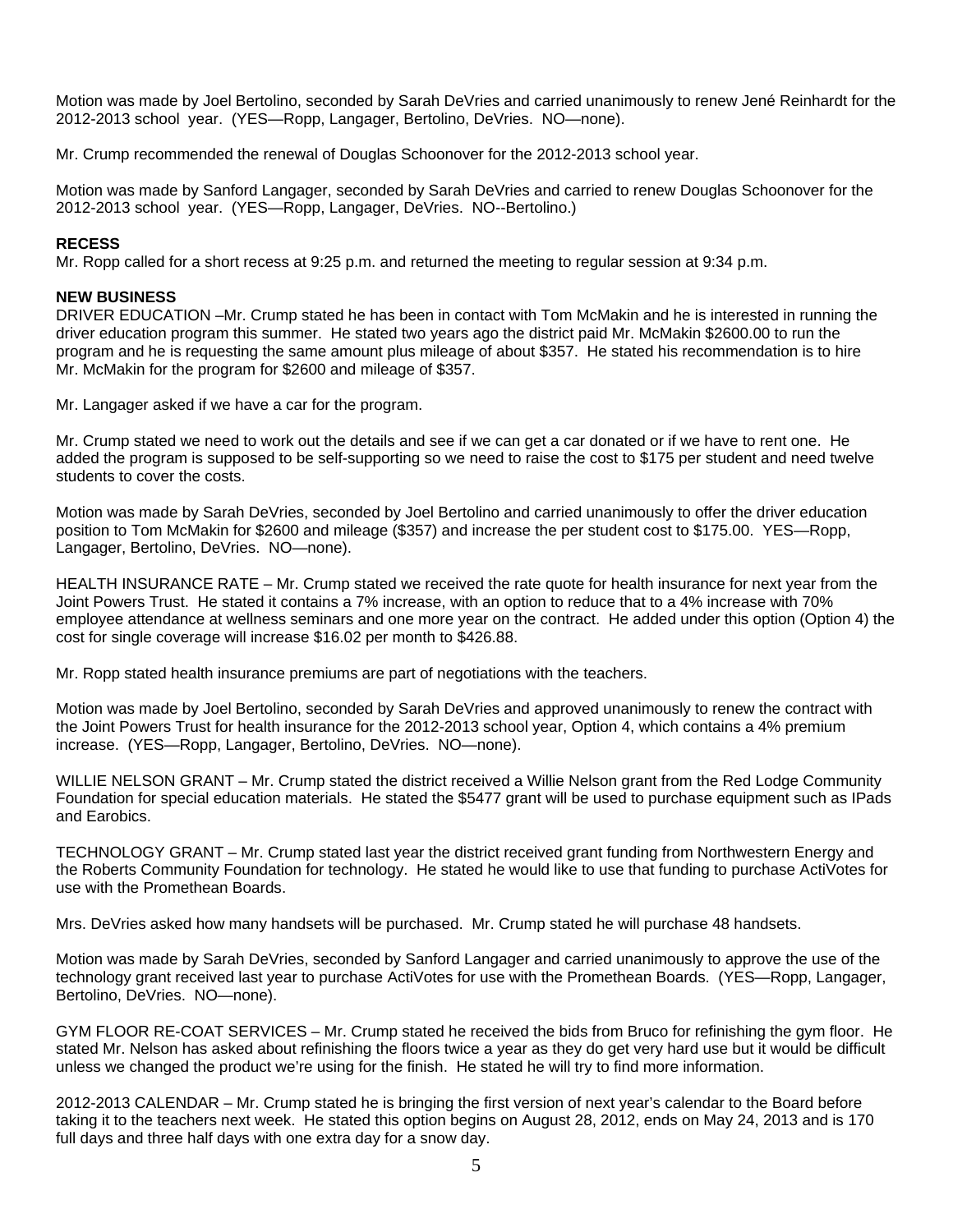Motion was made by Joel Bertolino, seconded by Sarah DeVries and carried unanimously to renew Jené Reinhardt for the 2012-2013 school year. (YES—Ropp, Langager, Bertolino, DeVries. NO—none).

Mr. Crump recommended the renewal of Douglas Schoonover for the 2012-2013 school year.

Motion was made by Sanford Langager, seconded by Sarah DeVries and carried to renew Douglas Schoonover for the 2012-2013 school year. (YES—Ropp, Langager, DeVries. NO--Bertolino.)

**RECESS**

Mr. Ropp called for a short recess at 9:25 p.m. and returned the meeting to regular session at 9:34 p.m.

**NEW BUSINESS**

DRIVER EDUCATION –Mr. Crump stated he has been in contact with Tom McMakin and he is interested in running the driver education program this summer. He stated two years ago the district paid Mr. McMakin $2600.00 to run the program and he is requesting the same amount plus mileage of about $357. He stated his recommendation is to hire Mr. McMakin for the program for $2600 and mileage of $357.

Mr. Langager asked if we have a car for the program.

Mr. Crump stated we need to work out the details and see if we can get a car donated or if we have to rent one. He added the program is supposed to be self-supporting so we need to raise the cost to $175 per student and need twelve students to cover the costs.

Motion was made by Sarah DeVries, seconded by Joel Bertolino and carried unanimously to offer the driver education position to Tom McMakin for $2600 and mileage ($357) and increase the per student cost to $175.00. YES—Ropp, Langager, Bertolino, DeVries. NO—none).

HEALTH INSURANCE RATE – Mr. Crump stated we received the rate quote for health insurance for next year from the Joint Powers Trust. He stated it contains a 7% increase, with an option to reduce that to a 4% increase with 70% employee attendance at wellness seminars and one more year on the contract. He added under this option (Option 4) the cost for single coverage will increase $16.02 per month to $426.88.

Mr. Ropp stated health insurance premiums are part of negotiations with the teachers.

Motion was made by Joel Bertolino, seconded by Sarah DeVries and approved unanimously to renew the contract with the Joint Powers Trust for health insurance for the 2012-2013 school year, Option 4, which contains a 4% premium increase. (YES—Ropp, Langager, Bertolino, DeVries. NO—none).

WILLIE NELSON GRANT – Mr. Crump stated the district received a Willie Nelson grant from the Red Lodge Community Foundation for special education materials. He stated the $5477 grant will be used to purchase equipment such as IPads and Earobics.

TECHNOLOGY GRANT – Mr. Crump stated last year the district received grant funding from Northwestern Energy and the Roberts Community Foundation for technology. He stated he would like to use that funding to purchase ActiVotes for use with the Promethean Boards.

Mrs. DeVries asked how many handsets will be purchased. Mr. Crump stated he will purchase 48 handsets.

Motion was made by Sarah DeVries, seconded by Sanford Langager and carried unanimously to approve the use of the technology grant received last year to purchase ActiVotes for use with the Promethean Boards. (YES—Ropp, Langager, Bertolino, DeVries. NO—none).

GYM FLOOR RE-COAT SERVICES – Mr. Crump stated he received the bids from Bruco for refinishing the gym floor. He stated Mr. Nelson has asked about refinishing the floors twice a year as they do get very hard use but it would be difficult unless we changed the product we're using for the finish. He stated he will try to find more information.

2012-2013 CALENDAR – Mr. Crump stated he is bringing the first version of next year's calendar to the Board before taking it to the teachers next week. He stated this option begins on August 28, 2012, ends on May 24, 2013 and is 170 full days and three half days with one extra day for a snow day.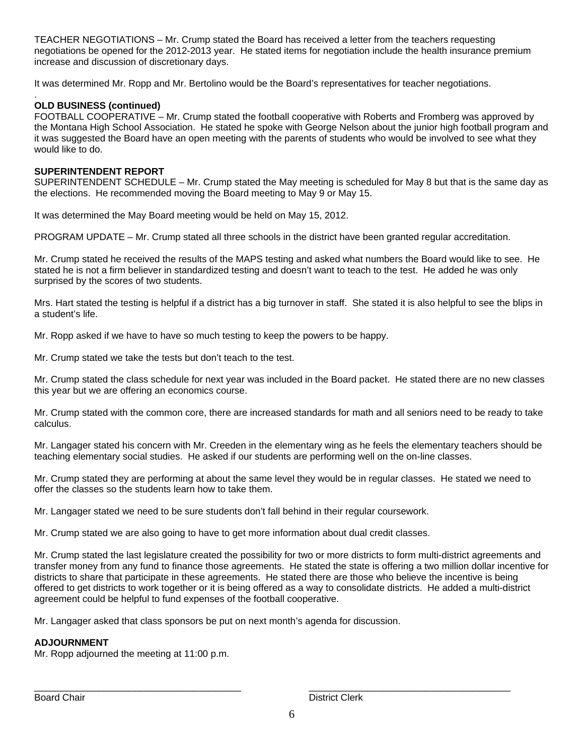TEACHER NEGOTIATIONS – Mr. Crump stated the Board has received a letter from the teachers requesting negotiations be opened for the 2012-2013 year. He stated items for negotiation include the health insurance premium increase and discussion of discretionary days.

It was determined Mr. Ropp and Mr. Bertolino would be the Board's representatives for teacher negotiations.

.

**OLD BUSINESS (continued)**

FOOTBALL COOPERATIVE – Mr. Crump stated the football cooperative with Roberts and Fromberg was approved by the Montana High School Association. He stated he spoke with George Nelson about the junior high football program and it was suggested the Board have an open meeting with the parents of students who would be involved to see what they would like to do.

**SUPERINTENDENT REPORT**

SUPERINTENDENT SCHEDULE – Mr. Crump stated the May meeting is scheduled for May 8 but that is the same day as the elections. He recommended moving the Board meeting to May 9 or May 15.

It was determined the May Board meeting would be held on May 15, 2012.

PROGRAM UPDATE – Mr. Crump stated all three schools in the district have been granted regular accreditation.

Mr. Crump stated he received the results of the MAPS testing and asked what numbers the Board would like to see. He stated he is not a firm believer in standardized testing and doesn't want to teach to the test. He added he was only surprised by the scores of two students.

Mrs. Hart stated the testing is helpful if a district has a big turnover in staff. She stated it is also helpful to see the blips in a student's life.

Mr. Ropp asked if we have to have so much testing to keep the powers to be happy.

Mr. Crump stated we take the tests but don't teach to the test.

Mr. Crump stated the class schedule for next year was included in the Board packet. He stated there are no new classes this year but we are offering an economics course.

Mr. Crump stated with the common core, there are increased standards for math and all seniors need to be ready to take calculus.

Mr. Langager stated his concern with Mr. Creeden in the elementary wing as he feels the elementary teachers should be teaching elementary social studies. He asked if our students are performing well on the on-line classes.

Mr. Crump stated they are performing at about the same level they would be in regular classes. He stated we need to offer the classes so the students learn how to take them.

Mr. Langager stated we need to be sure students don't fall behind in their regular coursework.

Mr. Crump stated we are also going to have to get more information about dual credit classes.

Mr. Crump stated the last legislature created the possibility for two or more districts to form multi-district agreements and transfer money from any fund to finance those agreements. He stated the state is offering a two million dollar incentive for districts to share that participate in these agreements. He stated there are those who believe the incentive is being offered to get districts to work together or it is being offered as a way to consolidate districts. He added a multi-district agreement could be helpful to fund expenses of the football cooperative.

Mr. Langager asked that class sponsors be put on next month's agenda for discussion.

**ADJOURNMENT**

Mr. Ropp adjourned the meeting at 11:00 p.m.

\_\_\_\_\_\_\_\_\_\_\_\_\_\_\_\_\_\_\_\_\_\_\_\_\_\_\_\_\_\_\_\_\_\_\_\_\_\_\_\_ \_\_\_\_\_\_\_\_\_\_\_\_\_\_\_\_\_\_\_\_\_\_\_\_\_\_\_\_\_\_\_\_\_\_\_\_\_\_\_\_

Board Chair District Clerk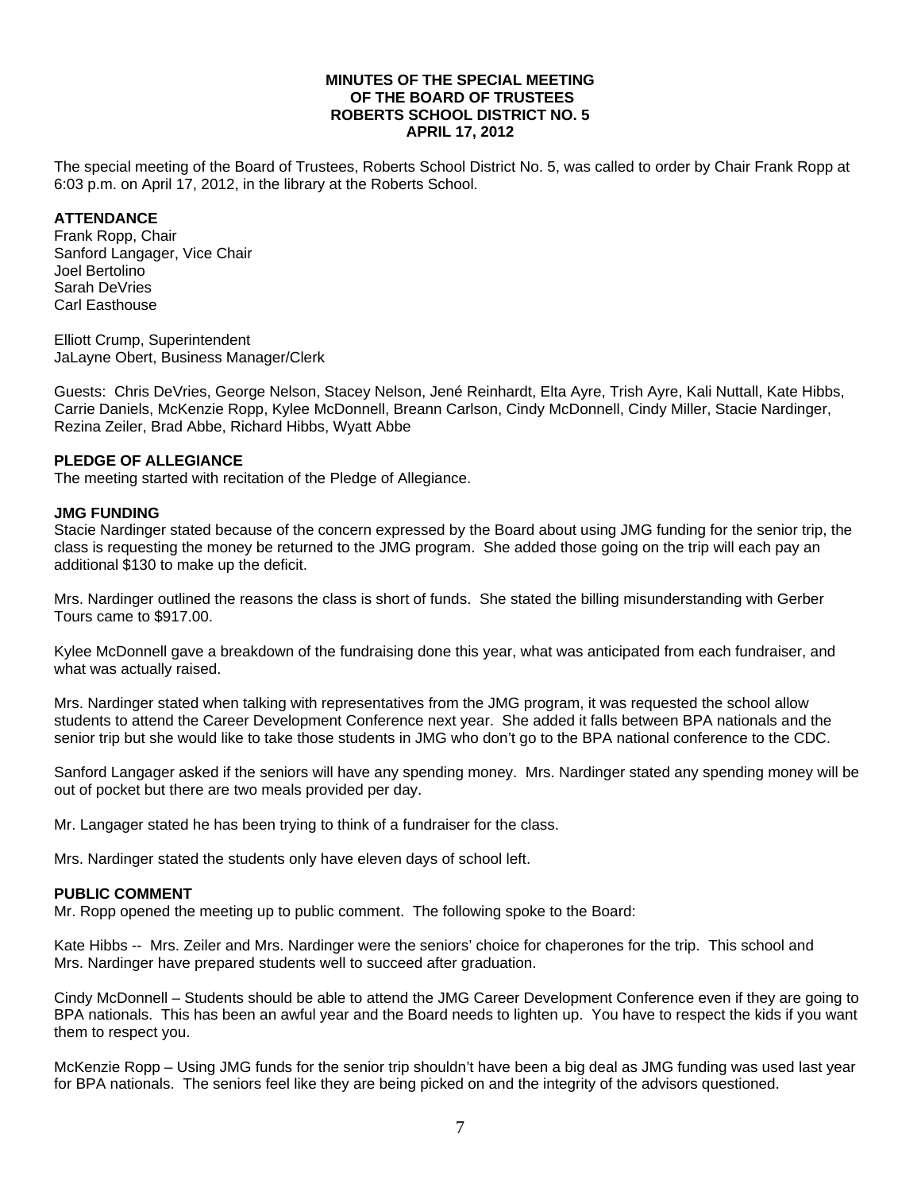# MINUTES OF THE SPECIAL MEETING OF THE BOARD OF TRUSTEES ROBERTS SCHOOL DISTRICT NO. 5 APRIL 17, 2012

The special meeting of the Board of Trustees, Roberts School District No. 5, was called to order by Chair Frank Ropp at 6:03 p.m. on April 17, 2012, in the library at the Roberts School.

**ATTENDANCE**

Frank Ropp, Chair
Sanford Langager, Vice Chair
Joel Bertolino
Sarah DeVries
Carl Easthouse

Elliott Crump, Superintendent
JaLayne Obert, Business Manager/Clerk

Guests: Chris DeVries, George Nelson, Stacey Nelson, Jené Reinhardt, Elta Ayre, Trish Ayre, Kali Nuttall, Kate Hibbs, Carrie Daniels, McKenzie Ropp, Kylee McDonnell, Breann Carlson, Cindy McDonnell, Cindy Miller, Stacie Nardinger, Rezina Zeiler, Brad Abbe, Richard Hibbs, Wyatt Abbe

**PLEDGE OF ALLEGIANCE**

The meeting started with recitation of the Pledge of Allegiance.

**JMG FUNDING**

Stacie Nardinger stated because of the concern expressed by the Board about using JMG funding for the senior trip, the class is requesting the money be returned to the JMG program. She added those going on the trip will each pay an additional $130 to make up the deficit.

Mrs. Nardinger outlined the reasons the class is short of funds. She stated the billing misunderstanding with Gerber Tours came to $917.00.

Kylee McDonnell gave a breakdown of the fundraising done this year, what was anticipated from each fundraiser, and what was actually raised.

Mrs. Nardinger stated when talking with representatives from the JMG program, it was requested the school allow students to attend the Career Development Conference next year. She added it falls between BPA nationals and the senior trip but she would like to take those students in JMG who don't go to the BPA national conference to the CDC.

Sanford Langager asked if the seniors will have any spending money. Mrs. Nardinger stated any spending money will be out of pocket but there are two meals provided per day.

Mr. Langager stated he has been trying to think of a fundraiser for the class.

Mrs. Nardinger stated the students only have eleven days of school left.

**PUBLIC COMMENT**

Mr. Ropp opened the meeting up to public comment. The following spoke to the Board:

Kate Hibbs -- Mrs. Zeiler and Mrs. Nardinger were the seniors' choice for chaperones for the trip. This school and Mrs. Nardinger have prepared students well to succeed after graduation.

Cindy McDonnell – Students should be able to attend the JMG Career Development Conference even if they are going to BPA nationals. This has been an awful year and the Board needs to lighten up. You have to respect the kids if you want them to respect you.

McKenzie Ropp – Using JMG funds for the senior trip shouldn't have been a big deal as JMG funding was used last year for BPA nationals. The seniors feel like they are being picked on and the integrity of the advisors questioned.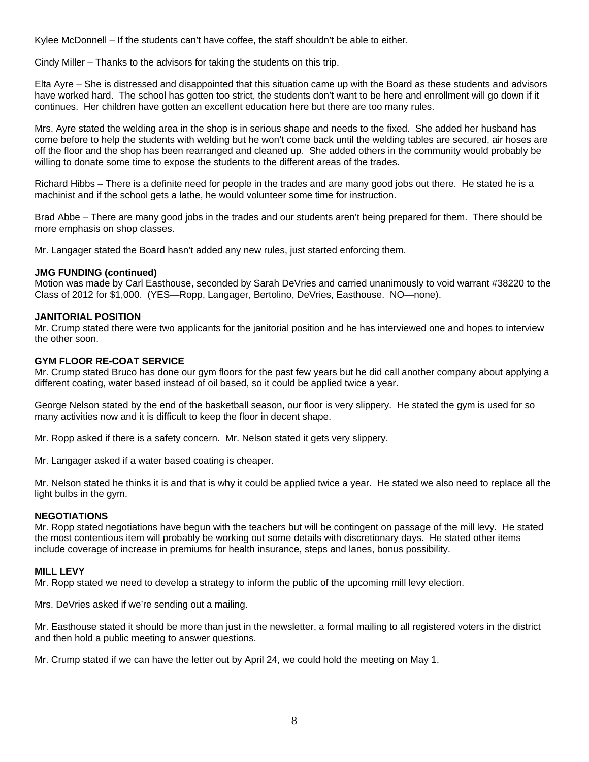Kylee McDonnell – If the students can't have coffee, the staff shouldn't be able to either.

Cindy Miller – Thanks to the advisors for taking the students on this trip.

Elta Ayre – She is distressed and disappointed that this situation came up with the Board as these students and advisors have worked hard. The school has gotten too strict, the students don't want to be here and enrollment will go down if it continues. Her children have gotten an excellent education here but there are too many rules.

Mrs. Ayre stated the welding area in the shop is in serious shape and needs to the fixed. She added her husband has come before to help the students with welding but he won't come back until the welding tables are secured, air hoses are off the floor and the shop has been rearranged and cleaned up. She added others in the community would probably be willing to donate some time to expose the students to the different areas of the trades.

Richard Hibbs – There is a definite need for people in the trades and are many good jobs out there. He stated he is a machinist and if the school gets a lathe, he would volunteer some time for instruction.

Brad Abbe – There are many good jobs in the trades and our students aren't being prepared for them. There should be more emphasis on shop classes.

Mr. Langager stated the Board hasn't added any new rules, just started enforcing them.

**JMG FUNDING (continued)**
Motion was made by Carl Easthouse, seconded by Sarah DeVries and carried unanimously to void warrant #38220 to the Class of 2012 for $1,000. (YES—Ropp, Langager, Bertolino, DeVries, Easthouse. NO—none).

**JANITORIAL POSITION**
Mr. Crump stated there were two applicants for the janitorial position and he has interviewed one and hopes to interview the other soon.

**GYM FLOOR RE-COAT SERVICE**
Mr. Crump stated Bruco has done our gym floors for the past few years but he did call another company about applying a different coating, water based instead of oil based, so it could be applied twice a year.

George Nelson stated by the end of the basketball season, our floor is very slippery. He stated the gym is used for so many activities now and it is difficult to keep the floor in decent shape.

Mr. Ropp asked if there is a safety concern. Mr. Nelson stated it gets very slippery.

Mr. Langager asked if a water based coating is cheaper.

Mr. Nelson stated he thinks it is and that is why it could be applied twice a year. He stated we also need to replace all the light bulbs in the gym.

**NEGOTIATIONS**
Mr. Ropp stated negotiations have begun with the teachers but will be contingent on passage of the mill levy. He stated the most contentious item will probably be working out some details with discretionary days. He stated other items include coverage of increase in premiums for health insurance, steps and lanes, bonus possibility.

**MILL LEVY**
Mr. Ropp stated we need to develop a strategy to inform the public of the upcoming mill levy election.

Mrs. DeVries asked if we're sending out a mailing.

Mr. Easthouse stated it should be more than just in the newsletter, a formal mailing to all registered voters in the district and then hold a public meeting to answer questions.

Mr. Crump stated if we can have the letter out by April 24, we could hold the meeting on May 1.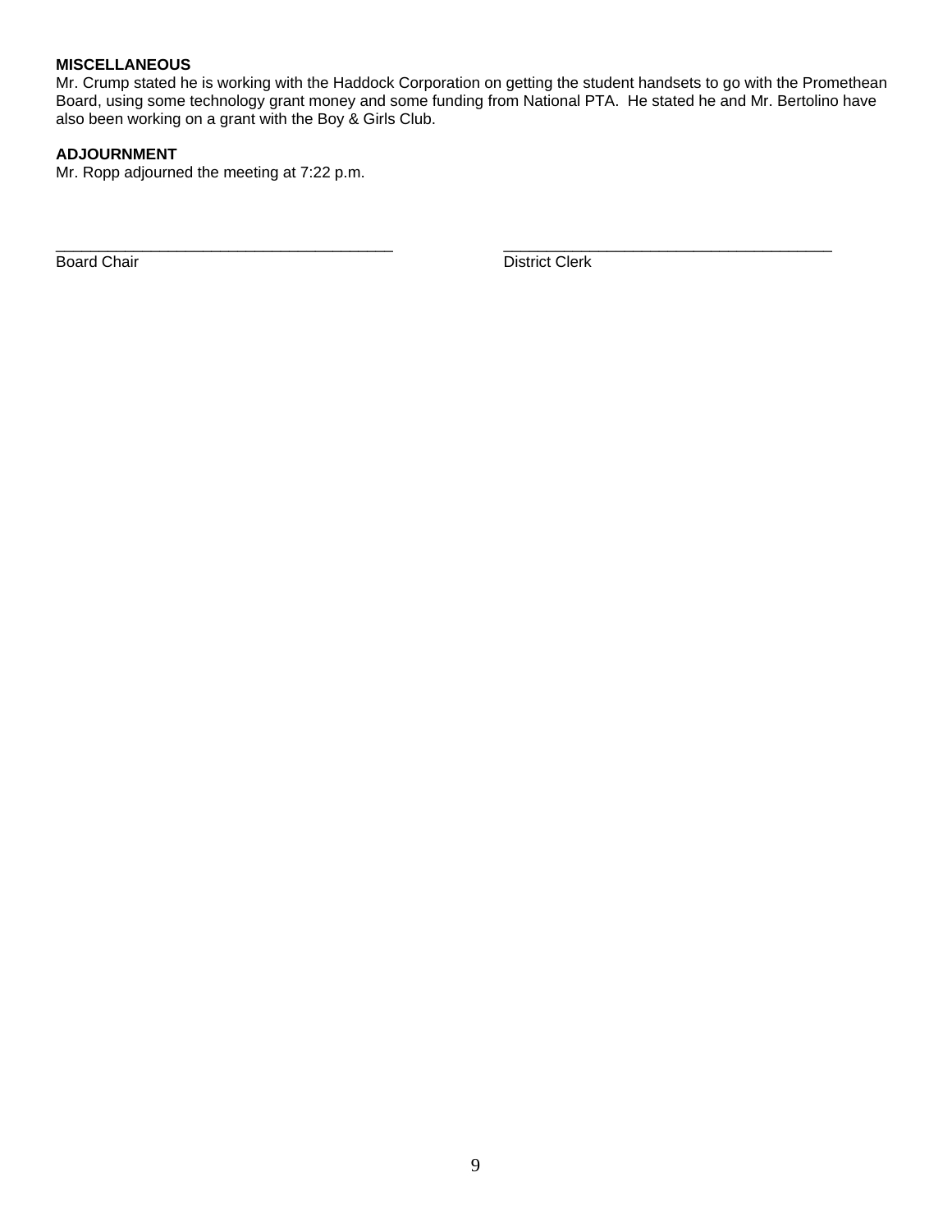**MISCELLANEOUS**

Mr. Crump stated he is working with the Haddock Corporation on getting the student handsets to go with the Promethean Board, using some technology grant money and some funding from National PTA. He stated he and Mr. Bertolino have also been working on a grant with the Boy & Girls Club.

**ADJOURNMENT**

Mr. Ropp adjourned the meeting at 7:22 p.m.

______________________________________ Board Chair

______________________________________ District Clerk